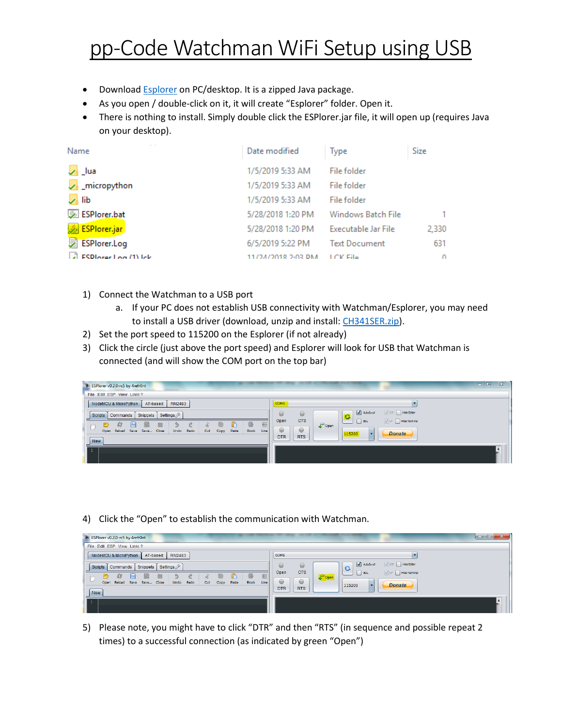# pp-Code Watchman WiFi Setup using USB

- Download Esplorer on PC/desktop. It is a zipped Java package.
- As you open / double-click on it, it will create "Esplorer" folder. Open it.
- There is nothing to install. Simply double click the ESPlorer.jar file, it will open up (requires Java on your desktop).

| Name | Date modified | Type | Size |
|---|---|---|---|
| _lua | 1/5/2019 5:33 AM | File folder | |
| _micropython | 1/5/2019 5:33 AM | File folder | |
| lib | 1/5/2019 5:33 AM | File folder | |
| ESPlorer.bat | 5/28/2018 1:20 PM | Windows Batch File | 1 |
| ESPlorer.jar | 5/28/2018 1:20 PM | Executable Jar File | 2,330 |
| ESPlorer.Log | 6/5/2019 5:22 PM | Text Document | 631 |
| ESPlorer.Log (1).lck | 11/24/2018 2:03 PM | LCK File | 0 |

1) Connect the Watchman to a USB port
   a. If your PC does not establish USB connectivity with Watchman/Esplorer, you may need to install a USB driver (download, unzip and install: CH341SER.zip).
2) Set the port speed to 115200 on the Esplorer (if not already)
3) Click the circle (just above the port speed) and Esplorer will look for USB that Watchman is connected (and will show the COM port on the top bar)

4) Click the "Open" to establish the communication with Watchman.

5) Please note, you might have to click "DTR" and then "RTS" (in sequence and possible repeat 2 times) to a successful connection (as indicated by green "Open")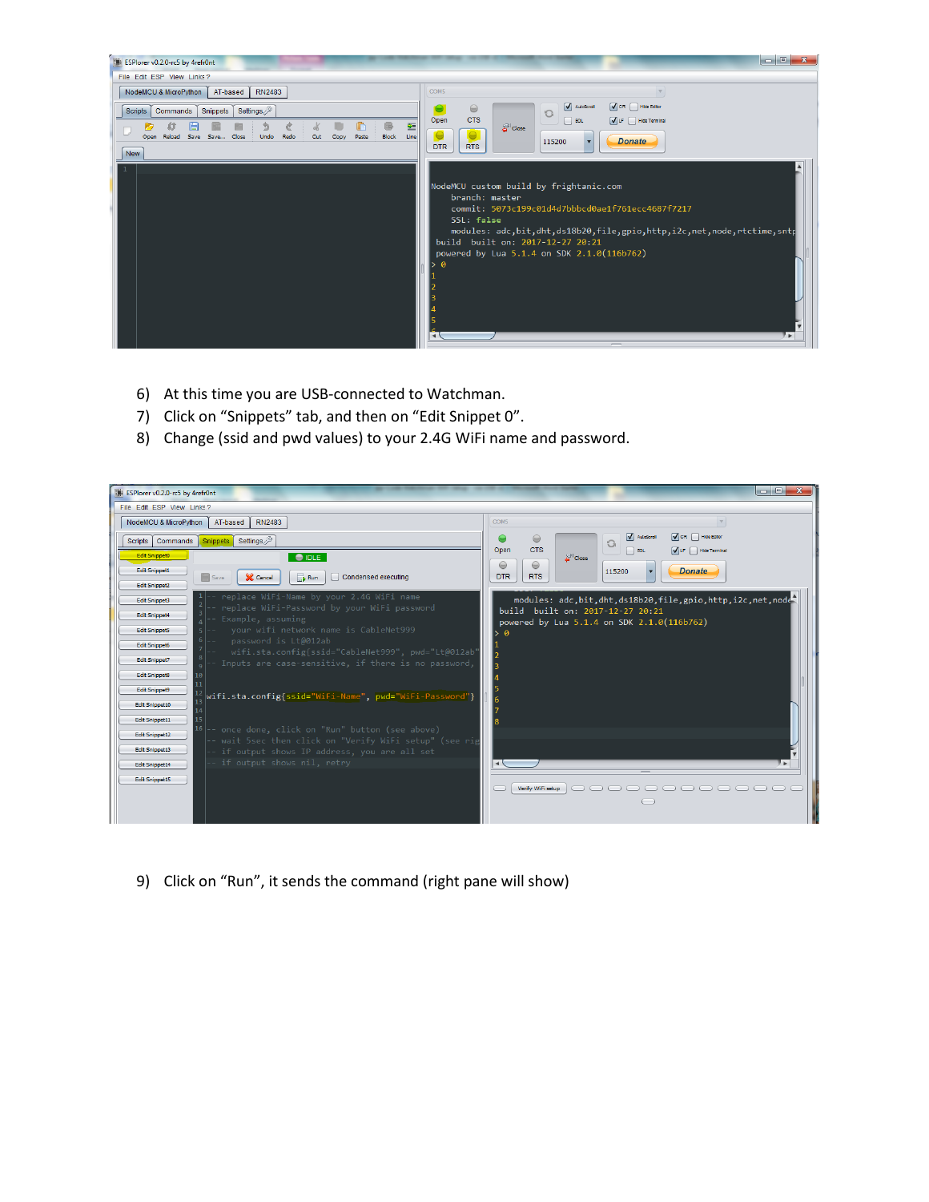6) At this time you are USB-connected to Watchman.
7) Click on “Snippets” tab, and then on “Edit Snippet 0”.
8) Change (ssid and pwd values) to your 2.4G WiFi name and password.

9) Click on “Run”, it sends the command (right pane will show)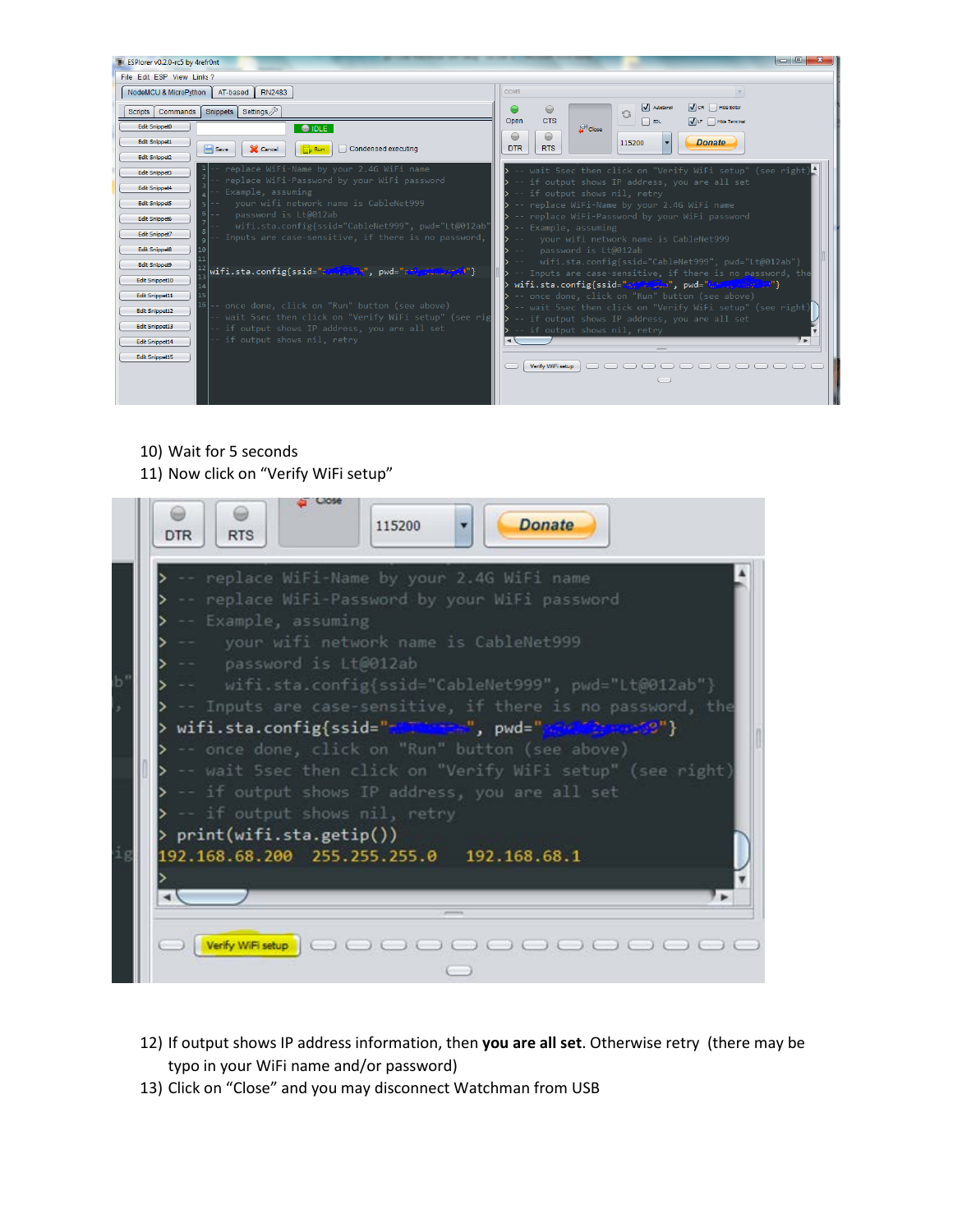10) Wait for 5 seconds
11) Now click on “Verify WiFi setup”

12) If output shows IP address information, then **you are all set**. Otherwise retry (there may be typo in your WiFi name and/or password)
13) Click on “Close” and you may disconnect Watchman from USB